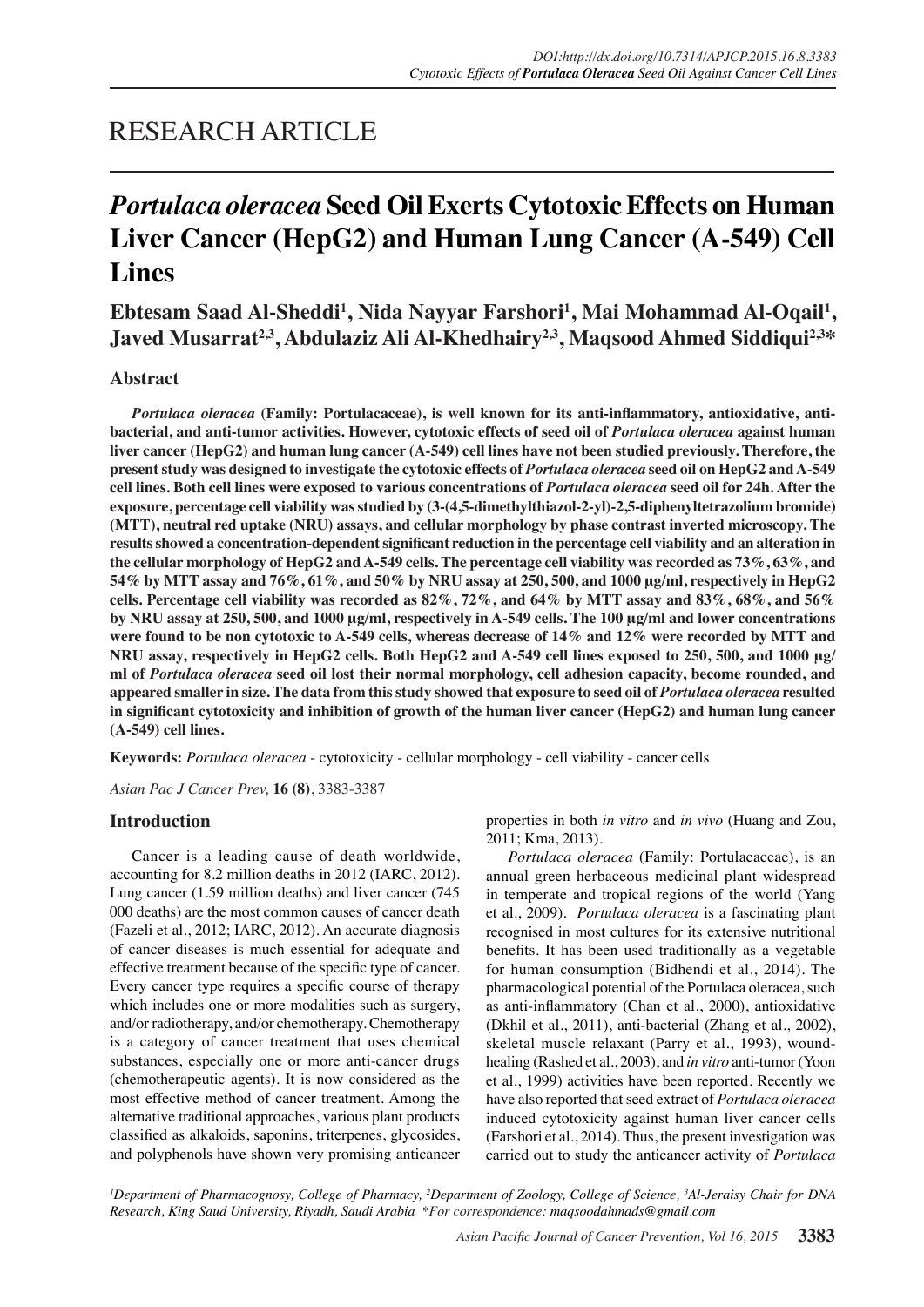RESEARCH ARTICLE

# *Portulaca oleracea* Seed Oil Exerts Cytotoxic Effects on Human Liver Cancer (HepG2) and Human Lung Cancer (A-549) Cell Lines

**Ebtesam Saad Al-Sheddi[1], Nida Nayyar Farshori[1], Mai Mohammad Al-Oqail[1], Javed Musarrat[2,3], Abdulaziz Ali Al-Khedhairy[2,3], Maqsood Ahmed Siddiqui[2,3]***

## Abstract

***Portulaca oleracea*** **(Family: Portulacaceae), is well known for its anti-inflammatory, antioxidative, anti-bacterial, and anti-tumor activities. However, cytotoxic effects of seed oil of *Portulaca oleracea* against human liver cancer (HepG2) and human lung cancer (A-549) cell lines have not been studied previously. Therefore, the present study was designed to investigate the cytotoxic effects of *Portulaca oleracea* seed oil on HepG2 and A-549 cell lines. Both cell lines were exposed to various concentrations of *Portulaca oleracea* seed oil for 24h. After the exposure, percentage cell viability was studied by (3-(4,5-dimethylthiazol-2-yl)-2,5-diphenyltetrazolium bromide) (MTT), neutral red uptake (NRU) assays, and cellular morphology by phase contrast inverted microscopy. The results showed a concentration-dependent significant reduction in the percentage cell viability and an alteration in the cellular morphology of HepG2 and A-549 cells. The percentage cell viability was recorded as 73%, 63%, and 54% by MTT assay and 76%, 61%, and 50% by NRU assay at 250, 500, and 1000 μg/ml, respectively in HepG2 cells. Percentage cell viability was recorded as 82%, 72%, and 64% by MTT assay and 83%, 68%, and 56% by NRU assay at 250, 500, and 1000 μg/ml, respectively in A-549 cells. The 100 μg/ml and lower concentrations were found to be non cytotoxic to A-549 cells, whereas decrease of 14% and 12% were recorded by MTT and NRU assay, respectively in HepG2 cells. Both HepG2 and A-549 cell lines exposed to 250, 500, and 1000 μg/ml of *Portulaca oleracea* seed oil lost their normal morphology, cell adhesion capacity, become rounded, and appeared smaller in size. The data from this study showed that exposure to seed oil of *Portulaca oleracea* resulted in significant cytotoxicity and inhibition of growth of the human liver cancer (HepG2) and human lung cancer (A-549) cell lines.**

**Keywords:** *Portulaca oleracea* - cytotoxicity - cellular morphology - cell viability - cancer cells

*Asian Pac J Cancer Prev,* **16 (8)**, 3383-3387

## Introduction

Cancer is a leading cause of death worldwide, accounting for 8.2 million deaths in 2012 (IARC, 2012). Lung cancer (1.59 million deaths) and liver cancer (745 000 deaths) are the most common causes of cancer death (Fazeli et al., 2012; IARC, 2012). An accurate diagnosis of cancer diseases is much essential for adequate and effective treatment because of the specific type of cancer. Every cancer type requires a specific course of therapy which includes one or more modalities such as surgery, and/or radiotherapy, and/or chemotherapy. Chemotherapy is a category of cancer treatment that uses chemical substances, especially one or more anti-cancer drugs (chemotherapeutic agents). It is now considered as the most effective method of cancer treatment. Among the alternative traditional approaches, various plant products classified as alkaloids, saponins, triterpenes, glycosides, and polyphenols have shown very promising anticancer properties in both *in vitro* and *in vivo* (Huang and Zou, 2011; Kma, 2013).

*Portulaca oleracea* (Family: Portulacaceae), is an annual green herbaceous medicinal plant widespread in temperate and tropical regions of the world (Yang et al., 2009). *Portulaca oleracea* is a fascinating plant recognised in most cultures for its extensive nutritional benefits. It has been used traditionally as a vegetable for human consumption (Bidhendi et al., 2014). The pharmacological potential of the Portulaca oleracea, such as anti-inflammatory (Chan et al., 2000), antioxidative (Dkhil et al., 2011), anti-bacterial (Zhang et al., 2002), skeletal muscle relaxant (Parry et al., 1993), wound-healing (Rashed et al., 2003), and *in vitro* anti-tumor (Yoon et al., 1999) activities have been reported. Recently we have also reported that seed extract of *Portulaca oleracea* induced cytotoxicity against human liver cancer cells (Farshori et al., 2014). Thus, the present investigation was carried out to study the anticancer activity of *Portulaca*

*[1]Department of Pharmacognosy, College of Pharmacy, [2]Department of Zoology, College of Science, [3]Al-Jeraisy Chair for DNA Research, King Saud University, Riyadh, Saudi Arabia \*For correspondence: maqsoodahmads@gmail.com*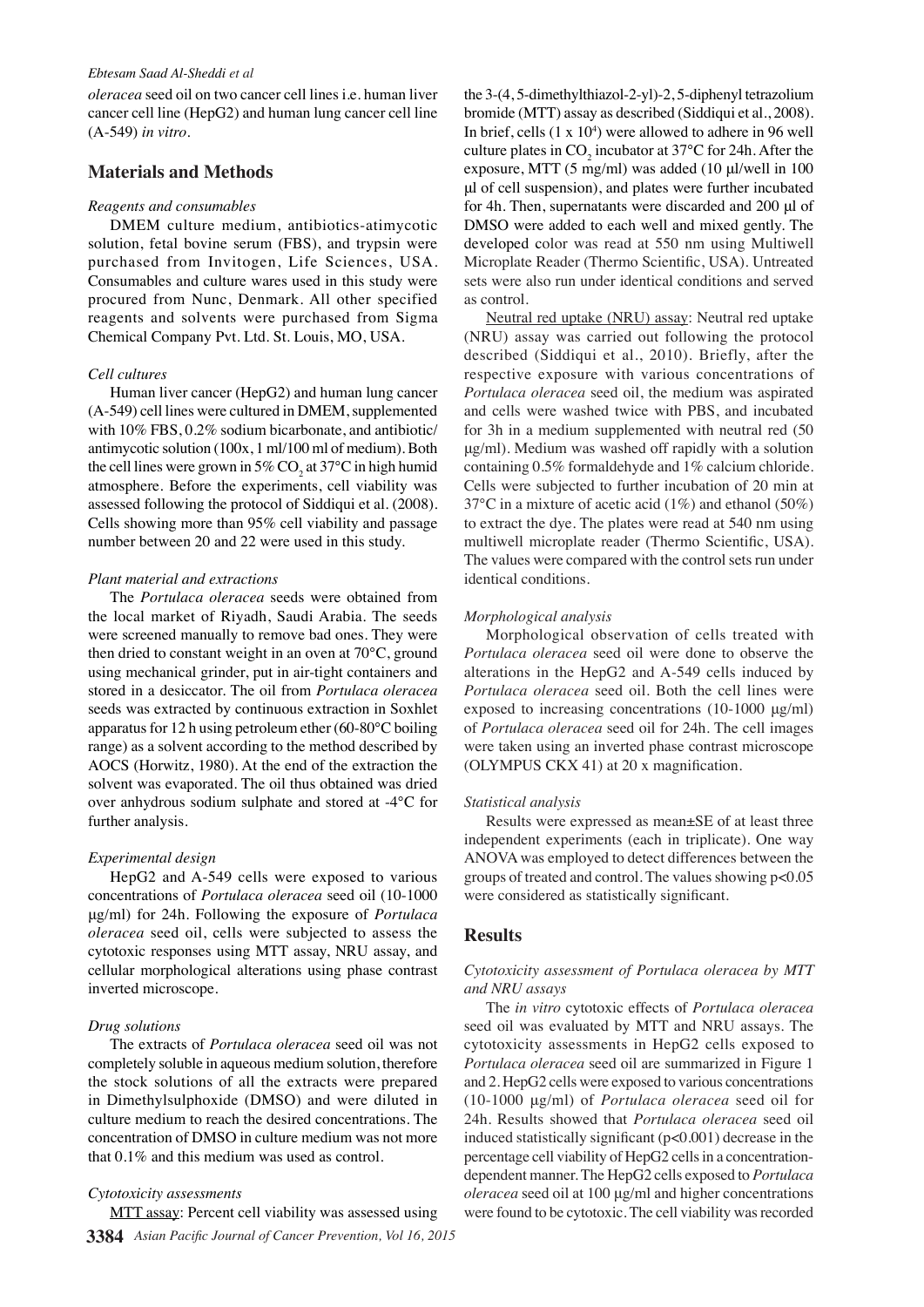*oleracea* seed oil on two cancer cell lines i.e. human liver cancer cell line (HepG2) and human lung cancer cell line (A-549) *in vitro*.

## Materials and Methods

### *Reagents and consumables*

DMEM culture medium, antibiotics-atimycotic solution, fetal bovine serum (FBS), and trypsin were purchased from Invitogen, Life Sciences, USA. Consumables and culture wares used in this study were procured from Nunc, Denmark. All other specified reagents and solvents were purchased from Sigma Chemical Company Pvt. Ltd. St. Louis, MO, USA.

### *Cell cultures*

Human liver cancer (HepG2) and human lung cancer (A-549) cell lines were cultured in DMEM, supplemented with 10% FBS, 0.2% sodium bicarbonate, and antibiotic/antimycotic solution (100x, 1 ml/100 ml of medium). Both the cell lines were grown in 5% $CO_2$ at 37°C in high humid atmosphere. Before the experiments, cell viability was assessed following the protocol of Siddiqui et al. (2008). Cells showing more than 95% cell viability and passage number between 20 and 22 were used in this study.

### *Plant material and extractions*

The *Portulaca oleracea* seeds were obtained from the local market of Riyadh, Saudi Arabia. The seeds were screened manually to remove bad ones. They were then dried to constant weight in an oven at 70°C, ground using mechanical grinder, put in air-tight containers and stored in a desiccator. The oil from *Portulaca oleracea* seeds was extracted by continuous extraction in Soxhlet apparatus for 12 h using petroleum ether (60-80°C boiling range) as a solvent according to the method described by AOCS (Horwitz, 1980). At the end of the extraction the solvent was evaporated. The oil thus obtained was dried over anhydrous sodium sulphate and stored at -4°C for further analysis.

### *Experimental design*

HepG2 and A-549 cells were exposed to various concentrations of *Portulaca oleracea* seed oil (10-1000 μg/ml) for 24h. Following the exposure of *Portulaca oleracea* seed oil, cells were subjected to assess the cytotoxic responses using MTT assay, NRU assay, and cellular morphological alterations using phase contrast inverted microscope.

### *Drug solutions*

The extracts of *Portulaca oleracea* seed oil was not completely soluble in aqueous medium solution, therefore the stock solutions of all the extracts were prepared in Dimethylsulphoxide (DMSO) and were diluted in culture medium to reach the desired concentrations. The concentration of DMSO in culture medium was not more that 0.1% and this medium was used as control.

### *Cytotoxicity assessments*

MTT assay: Percent cell viability was assessed using the 3-(4, 5-dimethylthiazol-2-yl)-2, 5-diphenyl tetrazolium bromide (MTT) assay as described (Siddiqui et al., 2008). In brief, cells ($1 \times 10^4$) were allowed to adhere in 96 well culture plates in $CO_2$ incubator at 37°C for 24h. After the exposure, MTT (5 mg/ml) was added (10 μl/well in 100 μl of cell suspension), and plates were further incubated for 4h. Then, supernatants were discarded and 200 μl of DMSO were added to each well and mixed gently. The developed color was read at 550 nm using Multiwell Microplate Reader (Thermo Scientific, USA). Untreated sets were also run under identical conditions and served as control.

Neutral red uptake (NRU) assay: Neutral red uptake (NRU) assay was carried out following the protocol described (Siddiqui et al., 2010). Briefly, after the respective exposure with various concentrations of *Portulaca oleracea* seed oil, the medium was aspirated and cells were washed twice with PBS, and incubated for 3h in a medium supplemented with neutral red (50 μg/ml). Medium was washed off rapidly with a solution containing 0.5% formaldehyde and 1% calcium chloride. Cells were subjected to further incubation of 20 min at 37°C in a mixture of acetic acid (1%) and ethanol (50%) to extract the dye. The plates were read at 540 nm using multiwell microplate reader (Thermo Scientific, USA). The values were compared with the control sets run under identical conditions.

### *Morphological analysis*

Morphological observation of cells treated with *Portulaca oleracea* seed oil were done to observe the alterations in the HepG2 and A-549 cells induced by *Portulaca oleracea* seed oil. Both the cell lines were exposed to increasing concentrations (10-1000 μg/ml) of *Portulaca oleracea* seed oil for 24h. The cell images were taken using an inverted phase contrast microscope (OLYMPUS CKX 41) at 20 x magnification.

### *Statistical analysis*

Results were expressed as mean±SE of at least three independent experiments (each in triplicate). One way ANOVA was employed to detect differences between the groups of treated and control. The values showing $p<0.05$ were considered as statistically significant.

## Results

### *Cytotoxicity assessment of Portulaca oleracea by MTT and NRU assays*

The *in vitro* cytotoxic effects of *Portulaca oleracea* seed oil was evaluated by MTT and NRU assays. The cytotoxicity assessments in HepG2 cells exposed to *Portulaca oleracea* seed oil are summarized in Figure 1 and 2. HepG2 cells were exposed to various concentrations (10-1000 μg/ml) of *Portulaca oleracea* seed oil for 24h. Results showed that *Portulaca oleracea* seed oil induced statistically significant ($p<0.001$) decrease in the percentage cell viability of HepG2 cells in a concentration-dependent manner. The HepG2 cells exposed to *Portulaca oleracea* seed oil at 100 μg/ml and higher concentrations were found to be cytotoxic. The cell viability was recorded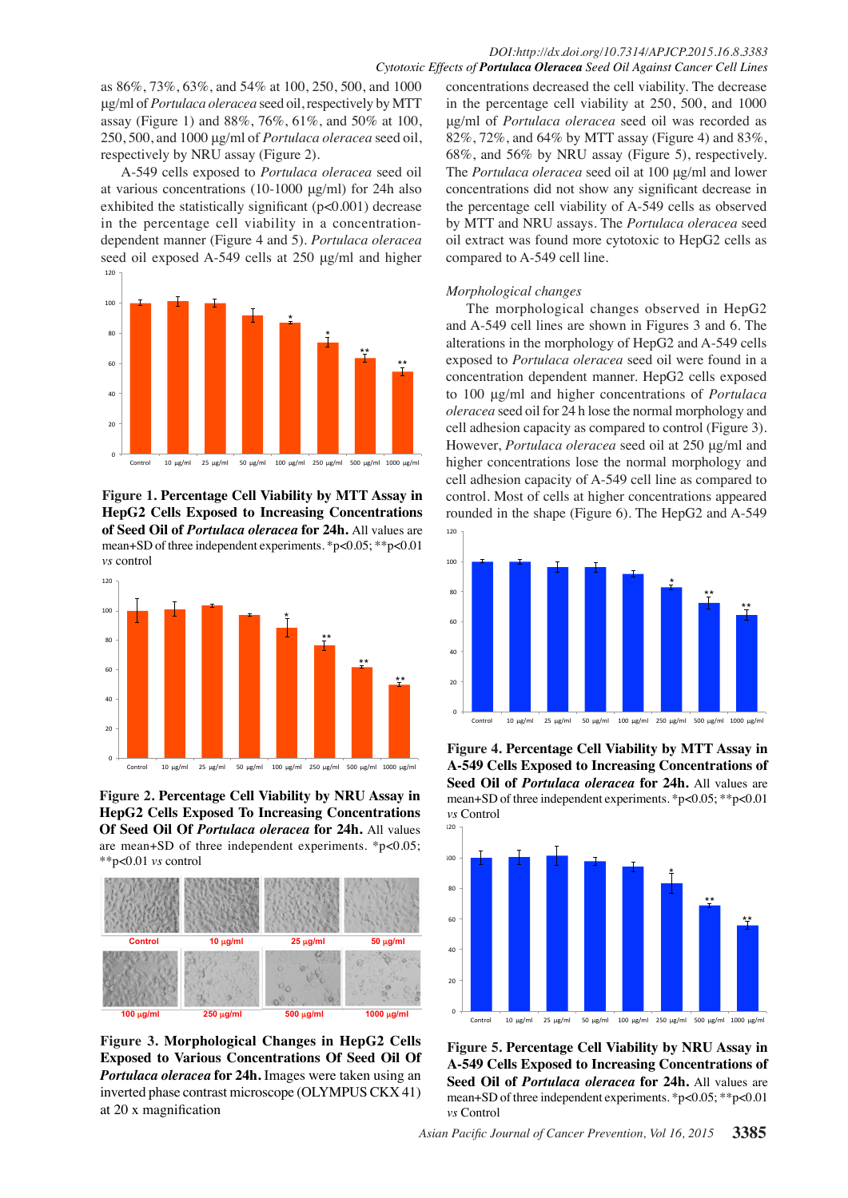as 86%, 73%, 63%, and 54% at 100, 250, 500, and 1000 μg/ml of *Portulaca oleracea* seed oil, respectively by MTT assay (Figure 1) and 88%, 76%, 61%, and 50% at 100, 250, 500, and 1000 μg/ml of *Portulaca oleracea* seed oil, respectively by NRU assay (Figure 2).

A-549 cells exposed to *Portulaca oleracea* seed oil at various concentrations (10-1000 μg/ml) for 24h also exhibited the statistically significant (p<0.001) decrease in the percentage cell viability in a concentration-dependent manner (Figure 4 and 5). *Portulaca oleracea* seed oil exposed A-549 cells at 250 μg/ml and higher concentrations decreased the cell viability. The decrease in the percentage cell viability at 250, 500, and 1000 μg/ml of *Portulaca oleracea* seed oil was recorded as 82%, 72%, and 64% by MTT assay (Figure 4) and 83%, 68%, and 56% by NRU assay (Figure 5), respectively. The *Portulaca oleracea* seed oil at 100 μg/ml and lower concentrations did not show any significant decrease in the percentage cell viability of A-549 cells as observed by MTT and NRU assays. The *Portulaca oleracea* seed oil extract was found more cytotoxic to HepG2 cells as compared to A-549 cell line.

**Figure 1. Percentage Cell Viability by MTT Assay in HepG2 Cells Exposed to Increasing Concentrations of Seed Oil of *Portulaca oleracea* for 24h.** All values are mean+SD of three independent experiments. *p<0.05; **p<0.01 *vs* control

**Figure 2. Percentage Cell Viability by NRU Assay in HepG2 Cells Exposed To Increasing Concentrations Of Seed Oil Of *Portulaca oleracea* for 24h.** All values are mean+SD of three independent experiments. *p<0.05; **p<0.01 *vs* control

**Figure 3. Morphological Changes in HepG2 Cells Exposed to Various Concentrations Of Seed Oil Of *Portulaca oleracea* for 24h.** Images were taken using an inverted phase contrast microscope (OLYMPUS CKX 41) at 20 x magnification

*Morphological changes*

The morphological changes observed in HepG2 and A-549 cell lines are shown in Figures 3 and 6. The alterations in the morphology of HepG2 and A-549 cells exposed to *Portulaca oleracea* seed oil were found in a concentration dependent manner. HepG2 cells exposed to 100 μg/ml and higher concentrations of *Portulaca oleracea* seed oil for 24 h lose the normal morphology and cell adhesion capacity as compared to control (Figure 3). However, *Portulaca oleracea* seed oil at 250 μg/ml and higher concentrations lose the normal morphology and cell adhesion capacity of A-549 cell line as compared to control. Most of cells at higher concentrations appeared rounded in the shape (Figure 6). The HepG2 and A-549

**Figure 4. Percentage Cell Viability by MTT Assay in A-549 Cells Exposed to Increasing Concentrations of Seed Oil of *Portulaca oleracea* for 24h.** All values are mean+SD of three independent experiments. *p<0.05; **p<0.01 *vs* Control

**Figure 5. Percentage Cell Viability by NRU Assay in A-549 Cells Exposed to Increasing Concentrations of Seed Oil of *Portulaca oleracea* for 24h.** All values are mean+SD of three independent experiments. *p<0.05; **p<0.01 *vs* Control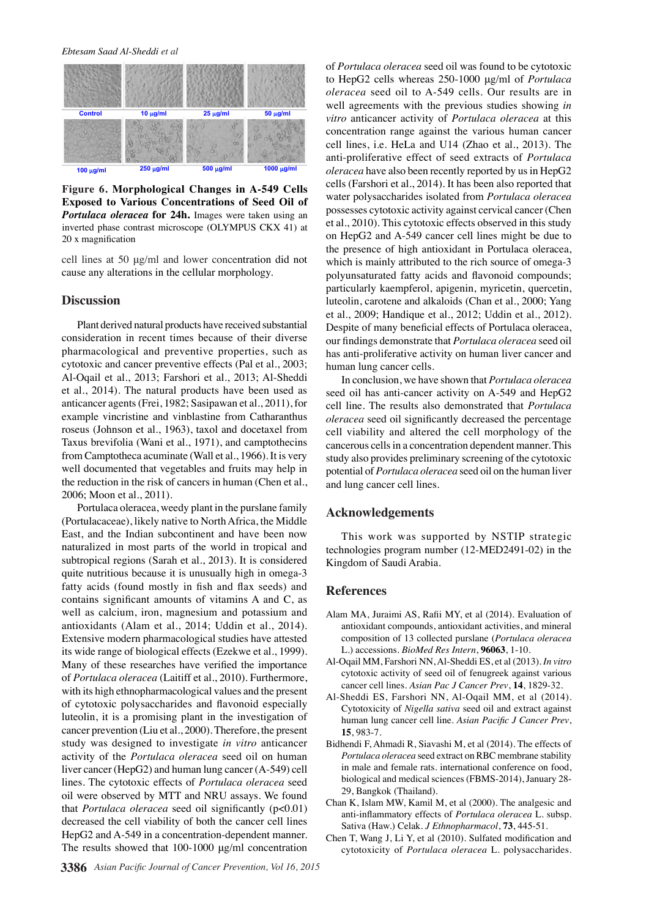Control | 10 μg/ml | 25 μg/ml | 50 μg/ml

100 μg/ml | 250 μg/ml | 500 μg/ml | 1000 μg/ml

**Figure 6. Morphological Changes in A-549 Cells Exposed to Various Concentrations of Seed Oil of *Portulaca oleracea* for 24h.** Images were taken using an inverted phase contrast microscope (OLYMPUS CKX 41) at 20 x magnification

cell lines at 50 μg/ml and lower concentration did not cause any alterations in the cellular morphology.

## Discussion

Plant derived natural products have received substantial consideration in recent times because of their diverse pharmacological and preventive properties, such as cytotoxic and cancer preventive effects (Pal et al., 2003; Al-Oqail et al., 2013; Farshori et al., 2013; Al-Sheddi et al., 2014). The natural products have been used as anticancer agents (Frei, 1982; Sasipawan et al., 2011), for example vincristine and vinblastine from Catharanthus roseus (Johnson et al., 1963), taxol and docetaxel from Taxus brevifolia (Wani et al., 1971), and camptothecins from Camptotheca acuminate (Wall et al., 1966). It is very well documented that vegetables and fruits may help in the reduction in the risk of cancers in human (Chen et al., 2006; Moon et al., 2011).

Portulaca oleracea, weedy plant in the purslane family (Portulacaceae), likely native to North Africa, the Middle East, and the Indian subcontinent and have been now naturalized in most parts of the world in tropical and subtropical regions (Sarah et al., 2013). It is considered quite nutritious because it is unusually high in omega-3 fatty acids (found mostly in fish and flax seeds) and contains significant amounts of vitamins A and C, as well as calcium, iron, magnesium and potassium and antioxidants (Alam et al., 2014; Uddin et al., 2014). Extensive modern pharmacological studies have attested its wide range of biological effects (Ezekwe et al., 1999). Many of these researches have verified the importance of *Portulaca oleracea* (Laitiff et al., 2010). Furthermore, with its high ethnopharmacological values and the present of cytotoxic polysaccharides and flavonoid especially luteolin, it is a promising plant in the investigation of cancer prevention (Liu et al., 2000). Therefore, the present study was designed to investigate *in vitro* anticancer activity of the *Portulaca oleracea* seed oil on human liver cancer (HepG2) and human lung cancer (A-549) cell lines. The cytotoxic effects of *Portulaca oleracea* seed oil were observed by MTT and NRU assays. We found that *Portulaca oleracea* seed oil significantly ($p<0.01$) decreased the cell viability of both the cancer cell lines HepG2 and A-549 in a concentration-dependent manner. The results showed that 100-1000 μg/ml concentration of *Portulaca oleracea* seed oil was found to be cytotoxic to HepG2 cells whereas 250-1000 μg/ml of *Portulaca oleracea* seed oil to A-549 cells. Our results are in well agreements with the previous studies showing *in vitro* anticancer activity of *Portulaca oleracea* at this concentration range against the various human cancer cell lines, i.e. HeLa and U14 (Zhao et al., 2013). The anti-proliferative effect of seed extracts of *Portulaca oleracea* have also been recently reported by us in HepG2 cells (Farshori et al., 2014). It has been also reported that water polysaccharides isolated from *Portulaca oleracea* possesses cytotoxic activity against cervical cancer (Chen et al., 2010). This cytotoxic effects observed in this study on HepG2 and A-549 cancer cell lines might be due to the presence of high antioxidant in Portulaca oleracea, which is mainly attributed to the rich source of omega-3 polyunsaturated fatty acids and flavonoid compounds; particularly kaempferol, apigenin, myricetin, quercetin, luteolin, carotene and alkaloids (Chan et al., 2000; Yang et al., 2009; Handique et al., 2012; Uddin et al., 2012). Despite of many beneficial effects of Portulaca oleracea, our findings demonstrate that *Portulaca oleracea* seed oil has anti-proliferative activity on human liver cancer and human lung cancer cells.

In conclusion, we have shown that *Portulaca oleracea* seed oil has anti-cancer activity on A-549 and HepG2 cell line. The results also demonstrated that *Portulaca oleracea* seed oil significantly decreased the percentage cell viability and altered the cell morphology of the cancerous cells in a concentration dependent manner. This study also provides preliminary screening of the cytotoxic potential of *Portulaca oleracea* seed oil on the human liver and lung cancer cell lines.

## Acknowledgements

This work was supported by NSTIP strategic technologies program number (12-MED2491-02) in the Kingdom of Saudi Arabia.

## References

Alam MA, Juraimi AS, Rafii MY, et al (2014). Evaluation of antioxidant compounds, antioxidant activities, and mineral composition of 13 collected purslane (*Portulaca oleracea* L.) accessions. *BioMed Res Intern*, **96063**, 1-10.

Al-Oqail MM, Farshori NN, Al-Sheddi ES, et al (2013). *In vitro* cytotoxic activity of seed oil of fenugreek against various cancer cell lines. *Asian Pac J Cancer Prev*, **14**, 1829-32.

Al-Sheddi ES, Farshori NN, Al-Oqail MM, et al (2014). Cytotoxicity of *Nigella sativa* seed oil and extract against human lung cancer cell line. *Asian Pacific J Cancer Prev*, **15**, 983-7.

Bidhendi F, Ahmadi R, Siavashi M, et al (2014). The effects of *Portulaca oleracea* seed extract on RBC membrane stability in male and female rats. international conference on food, biological and medical sciences (FBMS-2014), January 28-29, Bangkok (Thailand).

Chan K, Islam MW, Kamil M, et al (2000). The analgesic and anti-inflammatory effects of *Portulaca oleracea* L. subsp. Sativa (Haw.) Celak. *J Ethnopharmacol*, **73**, 445-51.

Chen T, Wang J, Li Y, et al (2010). Sulfated modification and cytotoxicity of *Portulaca oleracea* L. polysaccharides.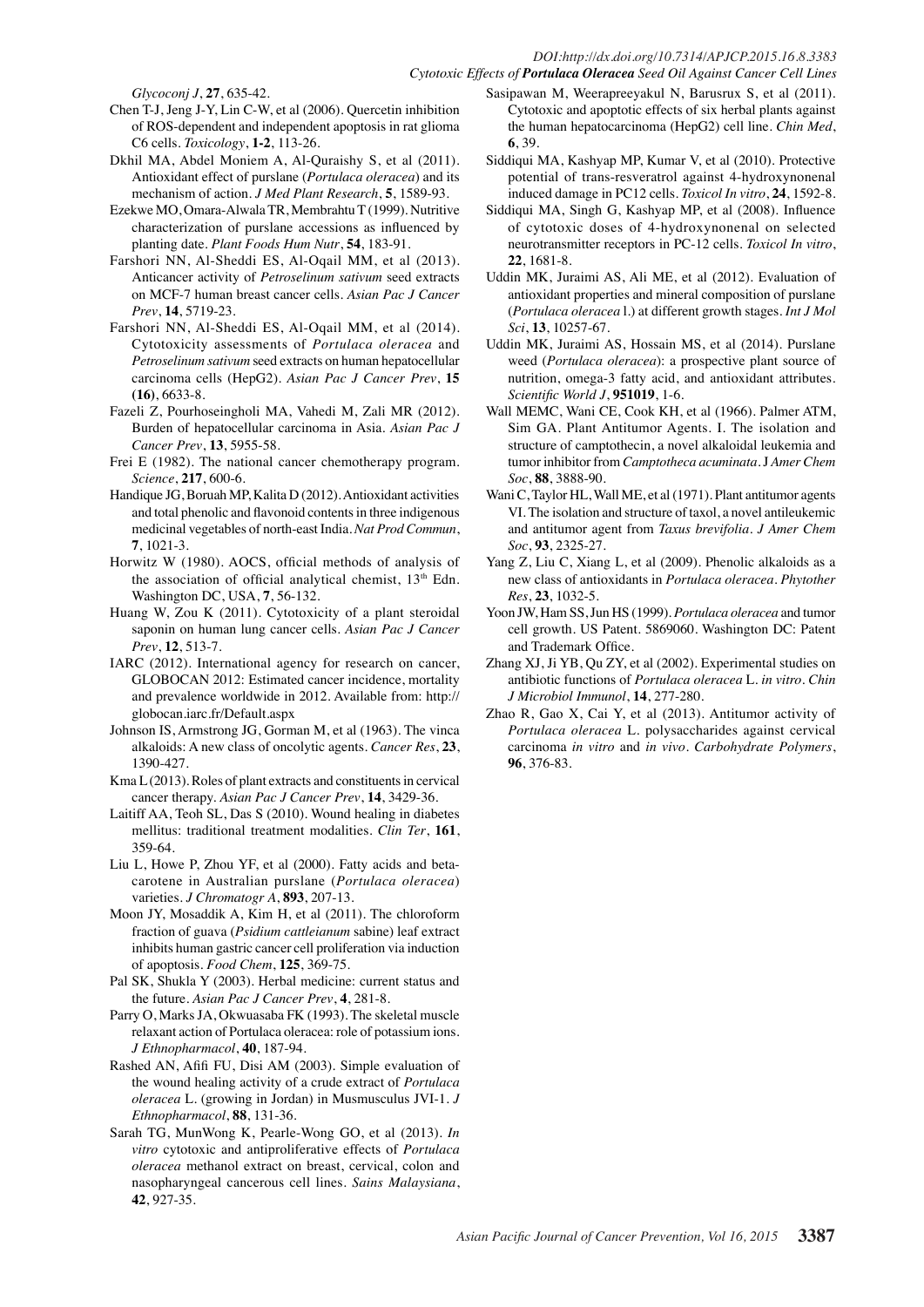*Glycoconj J*, **27**, 635-42.

Chen T-J, Jeng J-Y, Lin C-W, et al (2006). Quercetin inhibition of ROS-dependent and independent apoptosis in rat glioma C6 cells. *Toxicology*, **1-2**, 113-26.

Dkhil MA, Abdel Moniem A, Al-Quraishy S, et al (2011). Antioxidant effect of purslane (*Portulaca oleracea*) and its mechanism of action. *J Med Plant Research*, **5**, 1589-93.

Ezekwe MO, Omara-Alwala TR, Membrahtu T (1999). Nutritive characterization of purslane accessions as influenced by planting date. *Plant Foods Hum Nutr*, **54**, 183-91.

Farshori NN, Al-Sheddi ES, Al-Oqail MM, et al (2013). Anticancer activity of *Petroselinum sativum* seed extracts on MCF-7 human breast cancer cells. *Asian Pac J Cancer Prev*, **14**, 5719-23.

Farshori NN, Al-Sheddi ES, Al-Oqail MM, et al (2014). Cytotoxicity assessments of *Portulaca oleracea* and *Petroselinum sativum* seed extracts on human hepatocellular carcinoma cells (HepG2). *Asian Pac J Cancer Prev*, **15 (16)**, 6633-8.

Fazeli Z, Pourhoseingholi MA, Vahedi M, Zali MR (2012). Burden of hepatocellular carcinoma in Asia. *Asian Pac J Cancer Prev*, **13**, 5955-58.

Frei E (1982). The national cancer chemotherapy program. *Science*, **217**, 600-6.

Handique JG, Boruah MP, Kalita D (2012). Antioxidant activities and total phenolic and flavonoid contents in three indigenous medicinal vegetables of north-east India. *Nat Prod Commun*, **7**, 1021-3.

Horwitz W (1980). AOCS, official methods of analysis of the association of official analytical chemist, 13th Edn. Washington DC, USA, **7**, 56-132.

Huang W, Zou K (2011). Cytotoxicity of a plant steroidal saponin on human lung cancer cells. *Asian Pac J Cancer Prev*, **12**, 513-7.

IARC (2012). International agency for research on cancer, GLOBOCAN 2012: Estimated cancer incidence, mortality and prevalence worldwide in 2012. Available from: http://globocan.iarc.fr/Default.aspx

Johnson IS, Armstrong JG, Gorman M, et al (1963). The vinca alkaloids: A new class of oncolytic agents. *Cancer Res*, **23**, 1390-427.

Kma L (2013). Roles of plant extracts and constituents in cervical cancer therapy. *Asian Pac J Cancer Prev*, **14**, 3429-36.

Laitiff AA, Teoh SL, Das S (2010). Wound healing in diabetes mellitus: traditional treatment modalities. *Clin Ter*, **161**, 359-64.

Liu L, Howe P, Zhou YF, et al (2000). Fatty acids and beta-carotene in Australian purslane (*Portulaca oleracea*) varieties. *J Chromatogr A*, **893**, 207-13.

Moon JY, Mosaddik A, Kim H, et al (2011). The chloroform fraction of guava (*Psidium cattleianum* sabine) leaf extract inhibits human gastric cancer cell proliferation via induction of apoptosis. *Food Chem*, **125**, 369-75.

Pal SK, Shukla Y (2003). Herbal medicine: current status and the future. *Asian Pac J Cancer Prev*, **4**, 281-8.

Parry O, Marks JA, Okwuasaba FK (1993). The skeletal muscle relaxant action of Portulaca oleracea: role of potassium ions. *J Ethnopharmacol*, **40**, 187-94.

Rashed AN, Afifi FU, Disi AM (2003). Simple evaluation of the wound healing activity of a crude extract of *Portulaca oleracea* L. (growing in Jordan) in Musmusculus JVI-1. *J Ethnopharmacol*, **88**, 131-36.

Sarah TG, MunWong K, Pearle-Wong GO, et al (2013). *In vitro* cytotoxic and antiproliferative effects of *Portulaca oleracea* methanol extract on breast, cervical, colon and nasopharyngeal cancerous cell lines. *Sains Malaysiana*, **42**, 927-35.

Sasipawan M, Weerapreeyakul N, Barusrux S, et al (2011). Cytotoxic and apoptotic effects of six herbal plants against the human hepatocarcinoma (HepG2) cell line. *Chin Med*, **6**, 39.

Siddiqui MA, Kashyap MP, Kumar V, et al (2010). Protective potential of trans-resveratrol against 4-hydroxynonenal induced damage in PC12 cells. *Toxicol In vitro*, **24**, 1592-8.

Siddiqui MA, Singh G, Kashyap MP, et al (2008). Influence of cytotoxic doses of 4-hydroxynonenal on selected neurotransmitter receptors in PC-12 cells. *Toxicol In vitro*, **22**, 1681-8.

Uddin MK, Juraimi AS, Ali ME, et al (2012). Evaluation of antioxidant properties and mineral composition of purslane (*Portulaca oleracea* l.) at different growth stages. *Int J Mol Sci*, **13**, 10257-67.

Uddin MK, Juraimi AS, Hossain MS, et al (2014). Purslane weed (*Portulaca oleracea*): a prospective plant source of nutrition, omega-3 fatty acid, and antioxidant attributes. *Scientific World J*, **951019**, 1-6.

Wall MEMC, Wani CE, Cook KH, et al (1966). Palmer ATM, Sim GA. Plant Antitumor Agents. I. The isolation and structure of camptothecin, a novel alkaloidal leukemia and tumor inhibitor from *Camptotheca acuminata*. J *Amer Chem Soc*, **88**, 3888-90.

Wani C, Taylor HL, Wall ME, et al (1971). Plant antitumor agents VI. The isolation and structure of taxol, a novel antileukemic and antitumor agent from *Taxus brevifolia*. *J Amer Chem Soc*, **93**, 2325-27.

Yang Z, Liu C, Xiang L, et al (2009). Phenolic alkaloids as a new class of antioxidants in *Portulaca oleracea*. *Phytother Res*, **23**, 1032-5.

Yoon JW, Ham SS, Jun HS (1999). *Portulaca oleracea* and tumor cell growth. US Patent. 5869060. Washington DC: Patent and Trademark Office.

Zhang XJ, Ji YB, Qu ZY, et al (2002). Experimental studies on antibiotic functions of *Portulaca oleracea* L. *in vitro*. *Chin J Microbiol Immunol*, **14**, 277-280.

Zhao R, Gao X, Cai Y, et al (2013). Antitumor activity of *Portulaca oleracea* L. polysaccharides against cervical carcinoma *in vitro* and *in vivo*. *Carbohydrate Polymers*, **96**, 376-83.